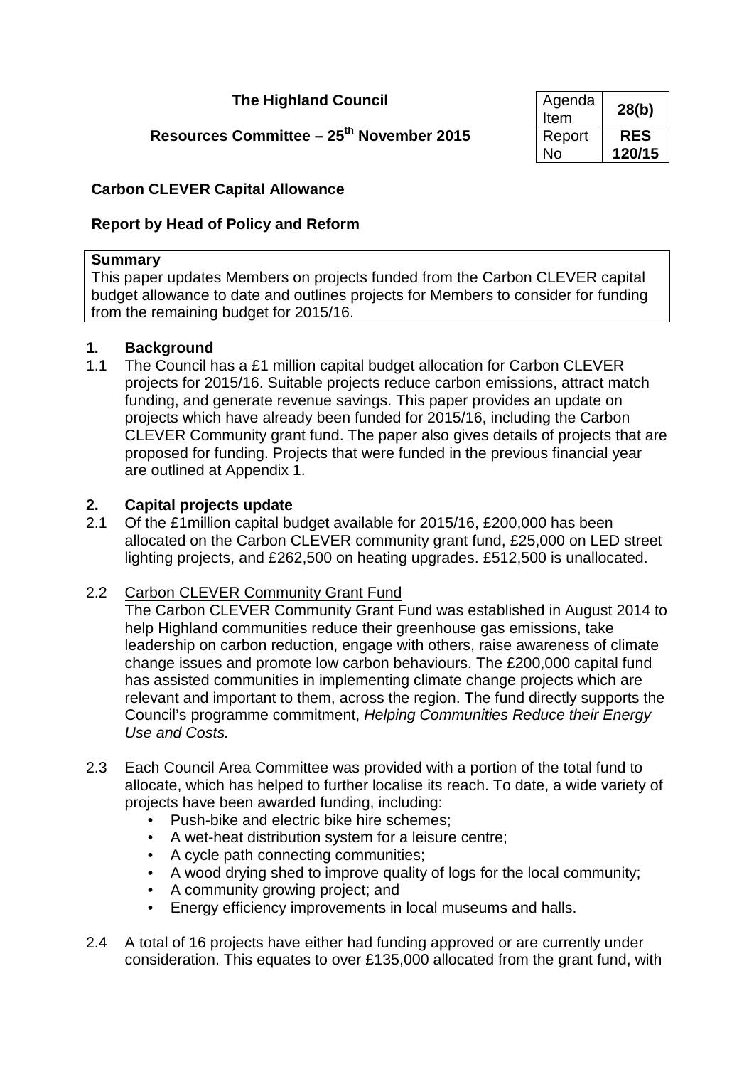**The Highland Council**

**Resources Committee – 25th November 2015**

| Agenda Item | **28(b)** |
|---|---|
| Report No | **RES 120/15** |

**Carbon CLEVER Capital Allowance**

**Report by Head of Policy and Reform**

| **Summary** |
|---|
| This paper updates Members on projects funded from the Carbon CLEVER capital budget allowance to date and outlines projects for Members to consider for funding from the remaining budget for 2015/16. |

## 1. Background

1.1 The Council has a £1 million capital budget allocation for Carbon CLEVER projects for 2015/16. Suitable projects reduce carbon emissions, attract match funding, and generate revenue savings. This paper provides an update on projects which have already been funded for 2015/16, including the Carbon CLEVER Community grant fund. The paper also gives details of projects that are proposed for funding. Projects that were funded in the previous financial year are outlined at Appendix 1.

## 2. Capital projects update

2.1 Of the £1million capital budget available for 2015/16, £200,000 has been allocated on the Carbon CLEVER community grant fund, £25,000 on LED street lighting projects, and £262,500 on heating upgrades. £512,500 is unallocated.

2.2 Carbon CLEVER Community Grant Fund

The Carbon CLEVER Community Grant Fund was established in August 2014 to help Highland communities reduce their greenhouse gas emissions, take leadership on carbon reduction, engage with others, raise awareness of climate change issues and promote low carbon behaviours. The £200,000 capital fund has assisted communities in implementing climate change projects which are relevant and important to them, across the region. The fund directly supports the Council's programme commitment, *Helping Communities Reduce their Energy Use and Costs.*

2.3 Each Council Area Committee was provided with a portion of the total fund to allocate, which has helped to further localise its reach. To date, a wide variety of projects have been awarded funding, including:

- Push-bike and electric bike hire schemes;
- A wet-heat distribution system for a leisure centre;
- A cycle path connecting communities;
- A wood drying shed to improve quality of logs for the local community;
- A community growing project; and
- Energy efficiency improvements in local museums and halls.

2.4 A total of 16 projects have either had funding approved or are currently under consideration. This equates to over £135,000 allocated from the grant fund, with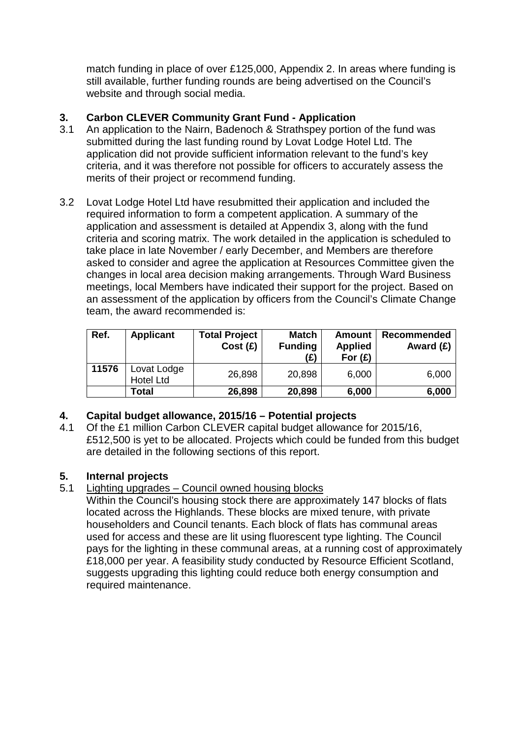match funding in place of over £125,000, Appendix 2. In areas where funding is still available, further funding rounds are being advertised on the Council's website and through social media.

## 3. Carbon CLEVER Community Grant Fund - Application

3.1 An application to the Nairn, Badenoch & Strathspey portion of the fund was submitted during the last funding round by Lovat Lodge Hotel Ltd. The application did not provide sufficient information relevant to the fund's key criteria, and it was therefore not possible for officers to accurately assess the merits of their project or recommend funding.

3.2 Lovat Lodge Hotel Ltd have resubmitted their application and included the required information to form a competent application. A summary of the application and assessment is detailed at Appendix 3, along with the fund criteria and scoring matrix. The work detailed in the application is scheduled to take place in late November / early December, and Members are therefore asked to consider and agree the application at Resources Committee given the changes in local area decision making arrangements. Through Ward Business meetings, local Members have indicated their support for the project. Based on an assessment of the application by officers from the Council's Climate Change team, the award recommended is:

| Ref. | Applicant | Total Project Cost (£) | Match Funding (£) | Amount Applied For (£) | Recommended Award (£) |
|---|---|---|---|---|---|
| **11576** | Lovat Lodge Hotel Ltd | 26,898 | 20,898 | 6,000 | 6,000 |
| | **Total** | **26,898** | **20,898** | **6,000** | **6,000** |

## 4. Capital budget allowance, 2015/16 – Potential projects

4.1 Of the £1 million Carbon CLEVER capital budget allowance for 2015/16, £512,500 is yet to be allocated. Projects which could be funded from this budget are detailed in the following sections of this report.

## 5. Internal projects

5.1 Lighting upgrades – Council owned housing blocks

Within the Council's housing stock there are approximately 147 blocks of flats located across the Highlands. These blocks are mixed tenure, with private householders and Council tenants. Each block of flats has communal areas used for access and these are lit using fluorescent type lighting. The Council pays for the lighting in these communal areas, at a running cost of approximately £18,000 per year. A feasibility study conducted by Resource Efficient Scotland, suggests upgrading this lighting could reduce both energy consumption and required maintenance.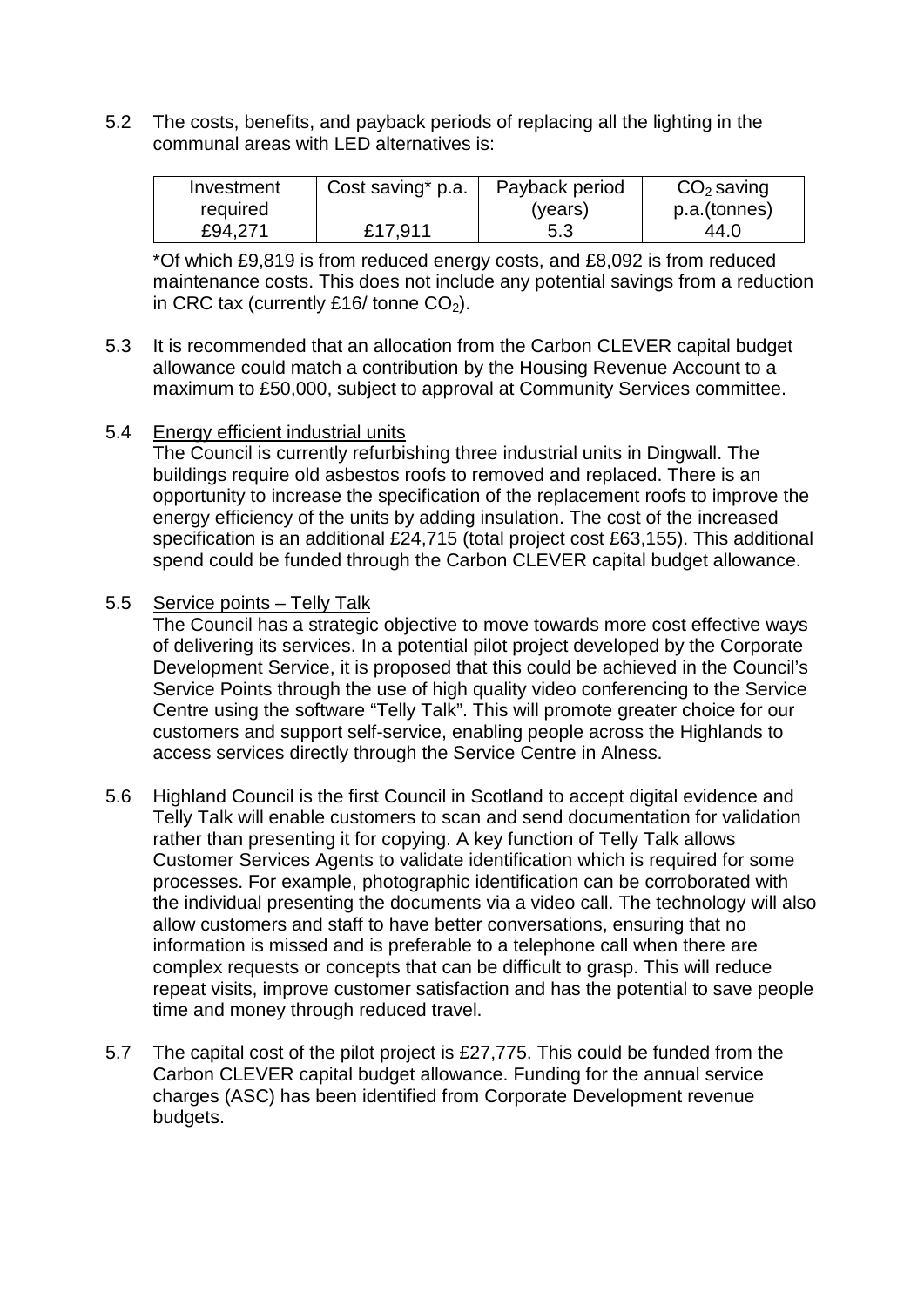5.2 The costs, benefits, and payback periods of replacing all the lighting in the communal areas with LED alternatives is:

| Investment required | Cost saving* p.a. | Payback period (years) | $CO_2$ saving p.a.(tonnes) |
|---|---|---|---|
| £94,271 | £17,911 | 5.3 | 44.0 |

*Of which £9,819 is from reduced energy costs, and £8,092 is from reduced maintenance costs. This does not include any potential savings from a reduction in CRC tax (currently £16/ tonne $CO_2$).

5.3 It is recommended that an allocation from the Carbon CLEVER capital budget allowance could match a contribution by the Housing Revenue Account to a maximum to £50,000, subject to approval at Community Services committee.

5.4 Energy efficient industrial units

The Council is currently refurbishing three industrial units in Dingwall. The buildings require old asbestos roofs to removed and replaced. There is an opportunity to increase the specification of the replacement roofs to improve the energy efficiency of the units by adding insulation. The cost of the increased specification is an additional £24,715 (total project cost £63,155). This additional spend could be funded through the Carbon CLEVER capital budget allowance.

5.5 Service points – Telly Talk

The Council has a strategic objective to move towards more cost effective ways of delivering its services. In a potential pilot project developed by the Corporate Development Service, it is proposed that this could be achieved in the Council's Service Points through the use of high quality video conferencing to the Service Centre using the software "Telly Talk". This will promote greater choice for our customers and support self-service, enabling people across the Highlands to access services directly through the Service Centre in Alness.

5.6 Highland Council is the first Council in Scotland to accept digital evidence and Telly Talk will enable customers to scan and send documentation for validation rather than presenting it for copying. A key function of Telly Talk allows Customer Services Agents to validate identification which is required for some processes. For example, photographic identification can be corroborated with the individual presenting the documents via a video call. The technology will also allow customers and staff to have better conversations, ensuring that no information is missed and is preferable to a telephone call when there are complex requests or concepts that can be difficult to grasp. This will reduce repeat visits, improve customer satisfaction and has the potential to save people time and money through reduced travel.

5.7 The capital cost of the pilot project is £27,775. This could be funded from the Carbon CLEVER capital budget allowance. Funding for the annual service charges (ASC) has been identified from Corporate Development revenue budgets.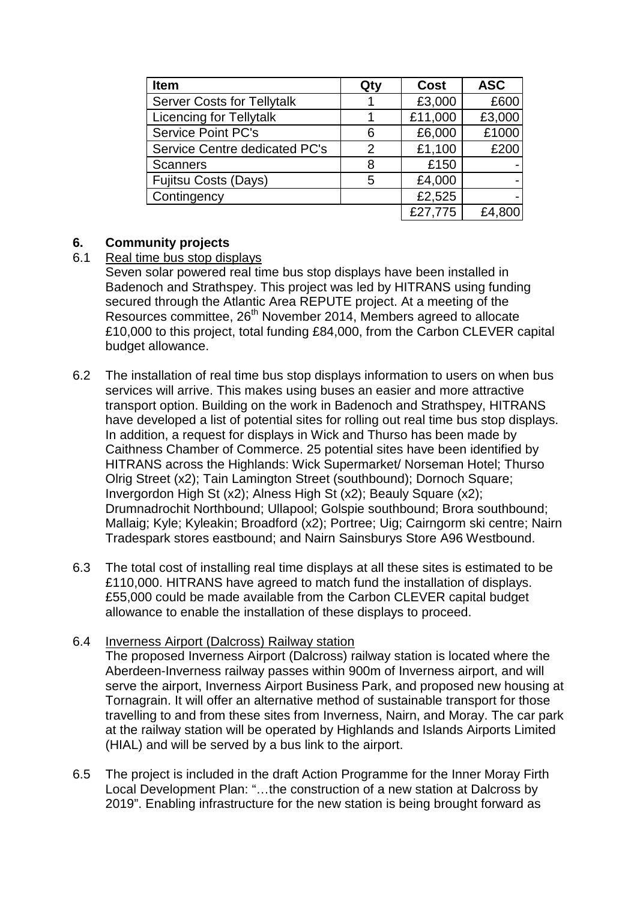| Item | Qty | Cost | ASC |
|---|---|---|---|
| Server Costs for Tellytalk | 1 | £3,000 | £600 |
| Licencing for Tellytalk | 1 | £11,000 | £3,000 |
| Service Point PC's | 6 | £6,000 | £1000 |
| Service Centre dedicated PC's | 2 | £1,100 | £200 |
| Scanners | 8 | £150 | - |
| Fujitsu Costs (Days) | 5 | £4,000 | - |
| Contingency | | £2,525 | - |
| | | £27,775 | £4,800 |

## 6. Community projects

6.1 Real time bus stop displays

Seven solar powered real time bus stop displays have been installed in Badenoch and Strathspey. This project was led by HITRANS using funding secured through the Atlantic Area REPUTE project. At a meeting of the Resources committee, 26th November 2014, Members agreed to allocate £10,000 to this project, total funding £84,000, from the Carbon CLEVER capital budget allowance.

6.2 The installation of real time bus stop displays information to users on when bus services will arrive. This makes using buses an easier and more attractive transport option. Building on the work in Badenoch and Strathspey, HITRANS have developed a list of potential sites for rolling out real time bus stop displays. In addition, a request for displays in Wick and Thurso has been made by Caithness Chamber of Commerce. 25 potential sites have been identified by HITRANS across the Highlands: Wick Supermarket/ Norseman Hotel; Thurso Olrig Street (x2); Tain Lamington Street (southbound); Dornoch Square; Invergordon High St (x2); Alness High St (x2); Beauly Square (x2); Drumnadrochit Northbound; Ullapool; Golspie southbound; Brora southbound; Mallaig; Kyle; Kyleakin; Broadford (x2); Portree; Uig; Cairngorm ski centre; Nairn Tradespark stores eastbound; and Nairn Sainsburys Store A96 Westbound.

6.3 The total cost of installing real time displays at all these sites is estimated to be £110,000. HITRANS have agreed to match fund the installation of displays. £55,000 could be made available from the Carbon CLEVER capital budget allowance to enable the installation of these displays to proceed.

6.4 Inverness Airport (Dalcross) Railway station

The proposed Inverness Airport (Dalcross) railway station is located where the Aberdeen-Inverness railway passes within 900m of Inverness airport, and will serve the airport, Inverness Airport Business Park, and proposed new housing at Tornagrain. It will offer an alternative method of sustainable transport for those travelling to and from these sites from Inverness, Nairn, and Moray. The car park at the railway station will be operated by Highlands and Islands Airports Limited (HIAL) and will be served by a bus link to the airport.

6.5 The project is included in the draft Action Programme for the Inner Moray Firth Local Development Plan: "…the construction of a new station at Dalcross by 2019". Enabling infrastructure for the new station is being brought forward as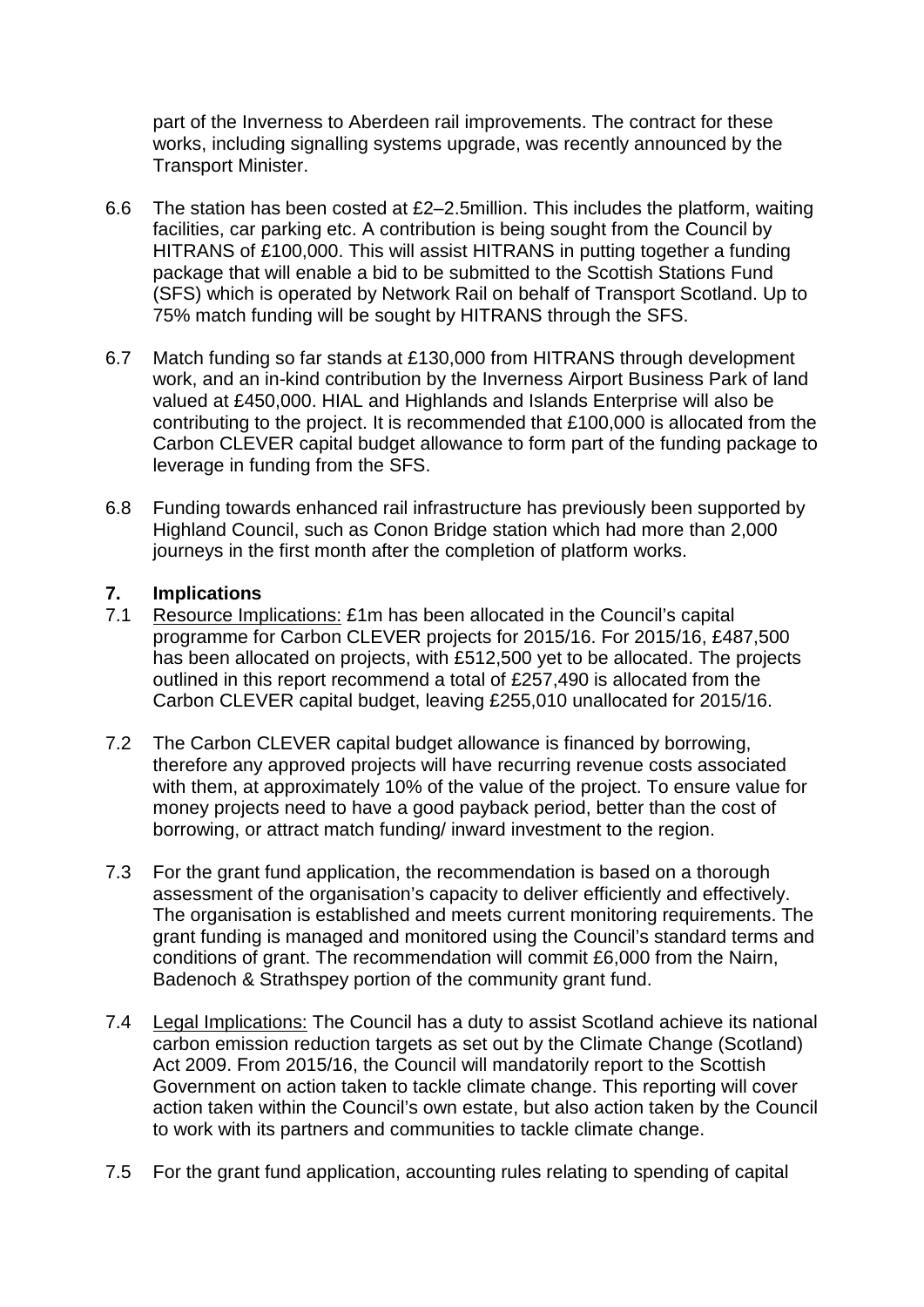part of the Inverness to Aberdeen rail improvements. The contract for these works, including signalling systems upgrade, was recently announced by the Transport Minister.

6.6 The station has been costed at £2–2.5million. This includes the platform, waiting facilities, car parking etc. A contribution is being sought from the Council by HITRANS of £100,000. This will assist HITRANS in putting together a funding package that will enable a bid to be submitted to the Scottish Stations Fund (SFS) which is operated by Network Rail on behalf of Transport Scotland. Up to 75% match funding will be sought by HITRANS through the SFS.

6.7 Match funding so far stands at £130,000 from HITRANS through development work, and an in-kind contribution by the Inverness Airport Business Park of land valued at £450,000. HIAL and Highlands and Islands Enterprise will also be contributing to the project. It is recommended that £100,000 is allocated from the Carbon CLEVER capital budget allowance to form part of the funding package to leverage in funding from the SFS.

6.8 Funding towards enhanced rail infrastructure has previously been supported by Highland Council, such as Conon Bridge station which had more than 2,000 journeys in the first month after the completion of platform works.

## 7. Implications

7.1 Resource Implications: £1m has been allocated in the Council's capital programme for Carbon CLEVER projects for 2015/16. For 2015/16, £487,500 has been allocated on projects, with £512,500 yet to be allocated. The projects outlined in this report recommend a total of £257,490 is allocated from the Carbon CLEVER capital budget, leaving £255,010 unallocated for 2015/16.

7.2 The Carbon CLEVER capital budget allowance is financed by borrowing, therefore any approved projects will have recurring revenue costs associated with them, at approximately 10% of the value of the project. To ensure value for money projects need to have a good payback period, better than the cost of borrowing, or attract match funding/ inward investment to the region.

7.3 For the grant fund application, the recommendation is based on a thorough assessment of the organisation's capacity to deliver efficiently and effectively. The organisation is established and meets current monitoring requirements. The grant funding is managed and monitored using the Council's standard terms and conditions of grant. The recommendation will commit £6,000 from the Nairn, Badenoch & Strathspey portion of the community grant fund.

7.4 Legal Implications: The Council has a duty to assist Scotland achieve its national carbon emission reduction targets as set out by the Climate Change (Scotland) Act 2009. From 2015/16, the Council will mandatorily report to the Scottish Government on action taken to tackle climate change. This reporting will cover action taken within the Council's own estate, but also action taken by the Council to work with its partners and communities to tackle climate change.

7.5 For the grant fund application, accounting rules relating to spending of capital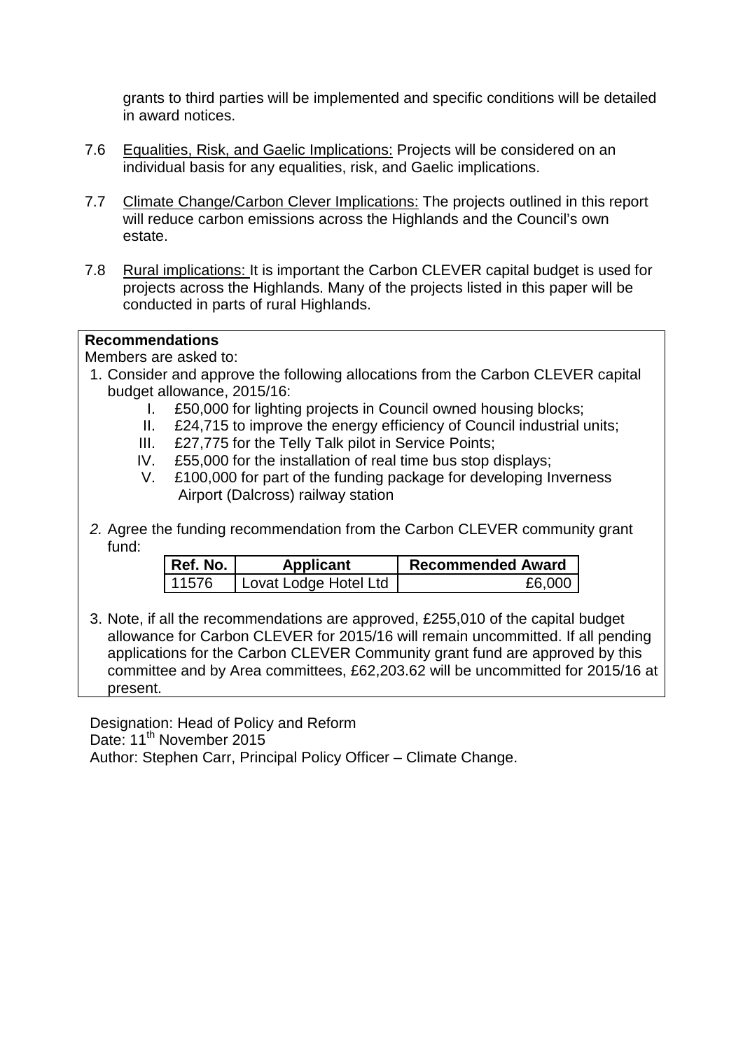grants to third parties will be implemented and specific conditions will be detailed in award notices.

7.6 Equalities, Risk, and Gaelic Implications: Projects will be considered on an individual basis for any equalities, risk, and Gaelic implications.

7.7 Climate Change/Carbon Clever Implications: The projects outlined in this report will reduce carbon emissions across the Highlands and the Council's own estate.

7.8 Rural implications: It is important the Carbon CLEVER capital budget is used for projects across the Highlands. Many of the projects listed in this paper will be conducted in parts of rural Highlands.

**Recommendations**

Members are asked to:

1. Consider and approve the following allocations from the Carbon CLEVER capital budget allowance, 2015/16:
   I. £50,000 for lighting projects in Council owned housing blocks;
   II. £24,715 to improve the energy efficiency of Council industrial units;
   III. £27,775 for the Telly Talk pilot in Service Points;
   IV. £55,000 for the installation of real time bus stop displays;
   V. £100,000 for part of the funding package for developing Inverness Airport (Dalcross) railway station

2. Agree the funding recommendation from the Carbon CLEVER community grant fund:

| Ref. No. | Applicant | Recommended Award |
|---|---|---|
| 11576 | Lovat Lodge Hotel Ltd | £6,000 |

3. Note, if all the recommendations are approved, £255,010 of the capital budget allowance for Carbon CLEVER for 2015/16 will remain uncommitted. If all pending applications for the Carbon CLEVER Community grant fund are approved by this committee and by Area committees, £62,203.62 will be uncommitted for 2015/16 at present.

Designation: Head of Policy and Reform

Date: 11th November 2015

Author: Stephen Carr, Principal Policy Officer – Climate Change.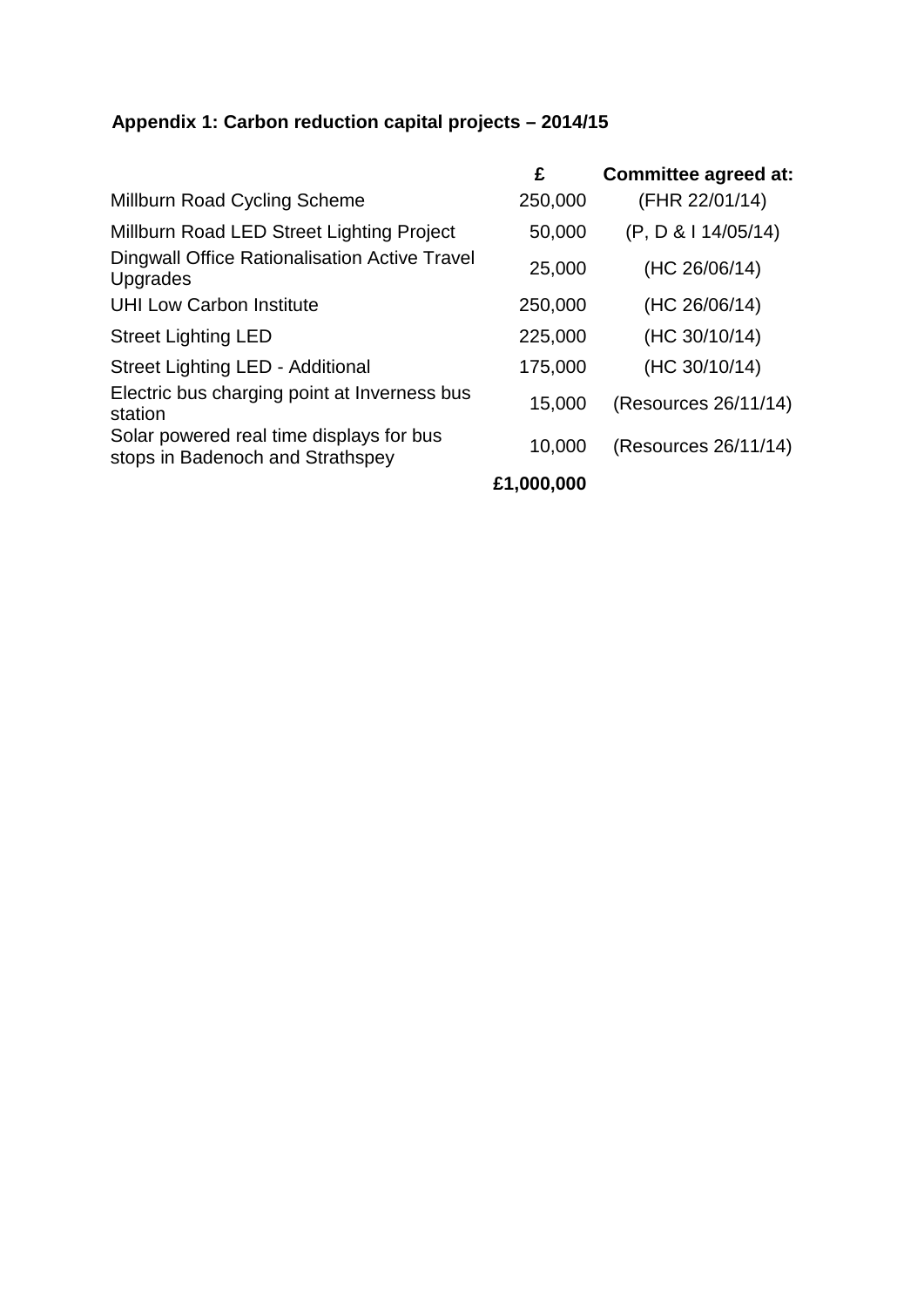## Appendix 1: Carbon reduction capital projects – 2014/15

| | **£** | **Committee agreed at:** |
|---|---:|---|
| Millburn Road Cycling Scheme | 250,000 | (FHR 22/01/14) |
| Millburn Road LED Street Lighting Project | 50,000 | (P, D & I 14/05/14) |
| Dingwall Office Rationalisation Active Travel Upgrades | 25,000 | (HC 26/06/14) |
| UHI Low Carbon Institute | 250,000 | (HC 26/06/14) |
| Street Lighting LED | 225,000 | (HC 30/10/14) |
| Street Lighting LED - Additional | 175,000 | (HC 30/10/14) |
| Electric bus charging point at Inverness bus station | 15,000 | (Resources 26/11/14) |
| Solar powered real time displays for bus stops in Badenoch and Strathspey | 10,000 | (Resources 26/11/14) |
| | **£1,000,000** | |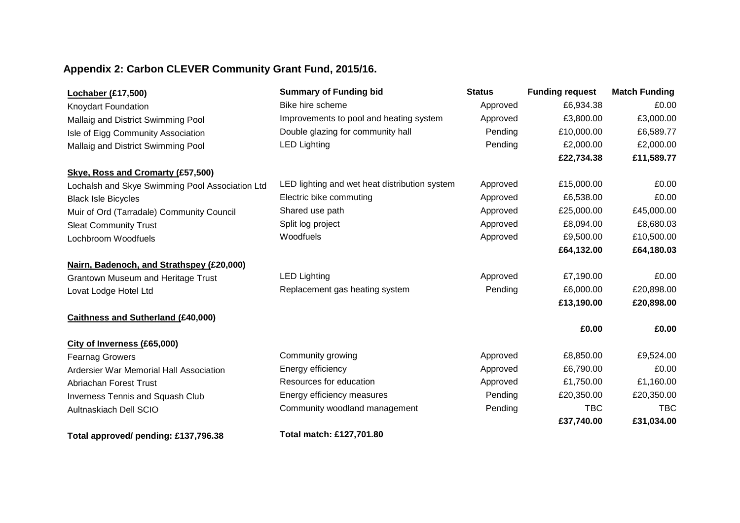## Appendix 2: Carbon CLEVER Community Grant Fund, 2015/16.

| **Lochaber (£17,500)** | **Summary of Funding bid** | **Status** | **Funding request** | **Match Funding** |
|---|---|---|---|---|
| Knoydart Foundation | Bike hire scheme | Approved | £6,934.38 | £0.00 |
| Mallaig and District Swimming Pool | Improvements to pool and heating system | Approved | £3,800.00 | £3,000.00 |
| Isle of Eigg Community Association | Double glazing for community hall | Pending | £10,000.00 | £6,589.77 |
| Mallaig and District Swimming Pool | LED Lighting | Pending | £2,000.00 | £2,000.00 |
| | | | **£22,734.38** | **£11,589.77** |
| **Skye, Ross and Cromarty (£57,500)** | | | | |
| Lochalsh and Skye Swimming Pool Association Ltd | LED lighting and wet heat distribution system | Approved | £15,000.00 | £0.00 |
| Black Isle Bicycles | Electric bike commuting | Approved | £6,538.00 | £0.00 |
| Muir of Ord (Tarradale) Community Council | Shared use path | Approved | £25,000.00 | £45,000.00 |
| Sleat Community Trust | Split log project | Approved | £8,094.00 | £8,680.03 |
| Lochbroom Woodfuels | Woodfuels | Approved | £9,500.00 | £10,500.00 |
| | | | **£64,132.00** | **£64,180.03** |
| **Nairn, Badenoch, and Strathspey (£20,000)** | | | | |
| Grantown Museum and Heritage Trust | LED Lighting | Approved | £7,190.00 | £0.00 |
| Lovat Lodge Hotel Ltd | Replacement gas heating system | Pending | £6,000.00 | £20,898.00 |
| | | | **£13,190.00** | **£20,898.00** |
| **Caithness and Sutherland (£40,000)** | | | | |
| | | | **£0.00** | **£0.00** |
| **City of Inverness (£65,000)** | | | | |
| Fearnag Growers | Community growing | Approved | £8,850.00 | £9,524.00 |
| Ardersier War Memorial Hall Association | Energy efficiency | Approved | £6,790.00 | £0.00 |
| Abriachan Forest Trust | Resources for education | Approved | £1,750.00 | £1,160.00 |
| Inverness Tennis and Squash Club | Energy efficiency measures | Pending | £20,350.00 | £20,350.00 |
| Aultnaskiach Dell SCIO | Community woodland management | Pending | TBC | TBC |
| | | | **£37,740.00** | **£31,034.00** |
| **Total approved/ pending: £137,796.38** | **Total match: £127,701.80** | | | |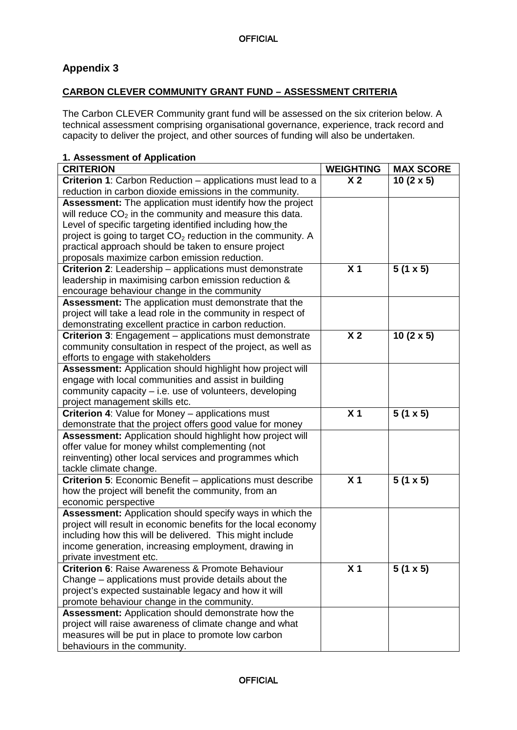## Appendix 3

**CARBON CLEVER COMMUNITY GRANT FUND – ASSESSMENT CRITERIA**

The Carbon CLEVER Community grant fund will be assessed on the six criterion below. A technical assessment comprising organisational governance, experience, track record and capacity to deliver the project, and other sources of funding will also be undertaken.

**1. Assessment of Application**

| CRITERION | WEIGHTING | MAX SCORE |
|---|---|---|
| **Criterion 1**: Carbon Reduction – applications must lead to a reduction in carbon dioxide emissions in the community. | **X 2** | **10 (2 x 5)** |
| **Assessment:** The application must identify how the project will reduce $CO_2$ in the community and measure this data. Level of specific targeting identified including how the project is going to target $CO_2$ reduction in the community. A practical approach should be taken to ensure project proposals maximize carbon emission reduction. | | |
| **Criterion 2**: Leadership – applications must demonstrate leadership in maximising carbon emission reduction & encourage behaviour change in the community | **X 1** | **5 (1 x 5)** |
| **Assessment:** The application must demonstrate that the project will take a lead role in the community in respect of demonstrating excellent practice in carbon reduction. | | |
| **Criterion 3**: Engagement – applications must demonstrate community consultation in respect of the project, as well as efforts to engage with stakeholders | **X 2** | **10 (2 x 5)** |
| **Assessment:** Application should highlight how project will engage with local communities and assist in building community capacity – i.e. use of volunteers, developing project management skills etc. | | |
| **Criterion 4**: Value for Money – applications must demonstrate that the project offers good value for money | **X 1** | **5 (1 x 5)** |
| **Assessment:** Application should highlight how project will offer value for money whilst complementing (not reinventing) other local services and programmes which tackle climate change. | | |
| **Criterion 5**: Economic Benefit – applications must describe how the project will benefit the community, from an economic perspective | **X 1** | **5 (1 x 5)** |
| **Assessment:** Application should specify ways in which the project will result in economic benefits for the local economy including how this will be delivered. This might include income generation, increasing employment, drawing in private investment etc. | | |
| **Criterion 6**: Raise Awareness & Promote Behaviour Change – applications must provide details about the project's expected sustainable legacy and how it will promote behaviour change in the community. | **X 1** | **5 (1 x 5)** |
| **Assessment:** Application should demonstrate how the project will raise awareness of climate change and what measures will be put in place to promote low carbon behaviours in the community. | | |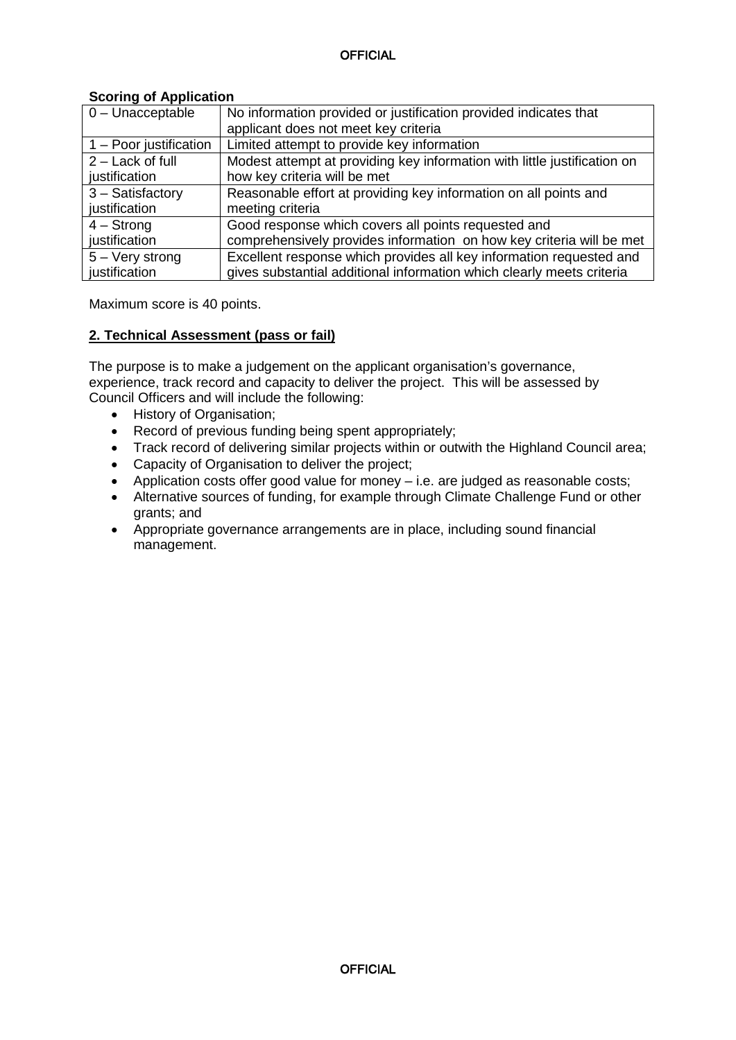**Scoring of Application**

| | |
|---|---|
| 0 – Unacceptable | No information provided or justification provided indicates that applicant does not meet key criteria |
| 1 – Poor justification | Limited attempt to provide key information |
| 2 – Lack of full justification | Modest attempt at providing key information with little justification on how key criteria will be met |
| 3 – Satisfactory justification | Reasonable effort at providing key information on all points and meeting criteria |
| 4 – Strong justification | Good response which covers all points requested and comprehensively provides information on how key criteria will be met |
| 5 – Very strong justification | Excellent response which provides all key information requested and gives substantial additional information which clearly meets criteria |

Maximum score is 40 points.

**2. Technical Assessment (pass or fail)**

The purpose is to make a judgement on the applicant organisation's governance, experience, track record and capacity to deliver the project. This will be assessed by Council Officers and will include the following:

- History of Organisation;
- Record of previous funding being spent appropriately;
- Track record of delivering similar projects within or outwith the Highland Council area;
- Capacity of Organisation to deliver the project;
- Application costs offer good value for money – i.e. are judged as reasonable costs;
- Alternative sources of funding, for example through Climate Challenge Fund or other grants; and
- Appropriate governance arrangements are in place, including sound financial management.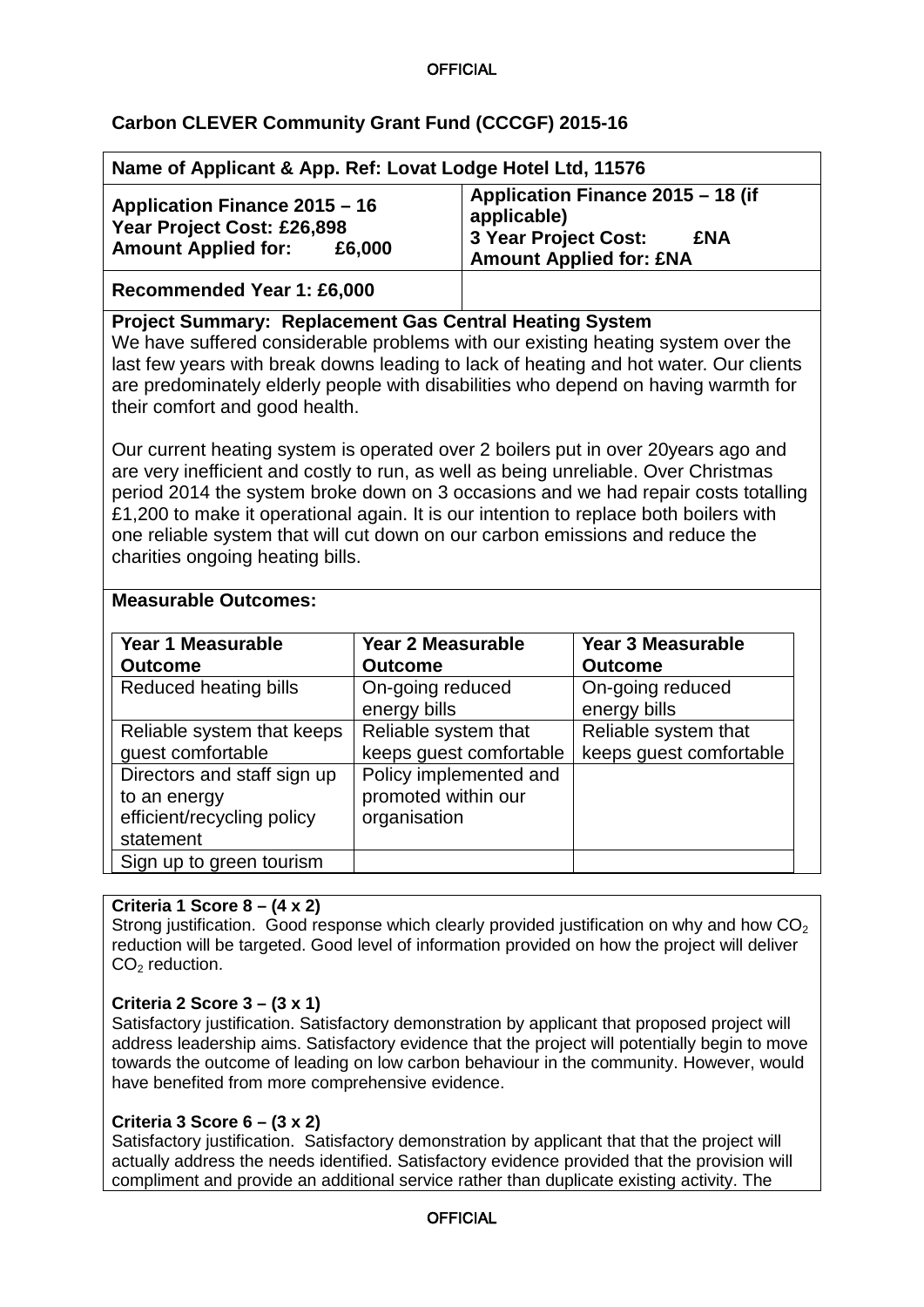**Carbon CLEVER Community Grant Fund (CCCGF) 2015-16**

| Name of Applicant & App. Ref: Lovat Lodge Hotel Ltd, 11576 | |
|---|---|
| **Application Finance 2015 – 16**<br>**Year Project Cost: £26,898**<br>**Amount Applied for: £6,000** | **Application Finance 2015 – 18 (if applicable)**<br>**3 Year Project Cost: £NA**<br>**Amount Applied for: £NA** |
| **Recommended Year 1: £6,000** | |

**Project Summary: Replacement Gas Central Heating System**

We have suffered considerable problems with our existing heating system over the last few years with break downs leading to lack of heating and hot water. Our clients are predominately elderly people with disabilities who depend on having warmth for their comfort and good health.

Our current heating system is operated over 2 boilers put in over 20years ago and are very inefficient and costly to run, as well as being unreliable. Over Christmas period 2014 the system broke down on 3 occasions and we had repair costs totalling £1,200 to make it operational again. It is our intention to replace both boilers with one reliable system that will cut down on our carbon emissions and reduce the charities ongoing heating bills.

**Measurable Outcomes:**

| Year 1 Measurable Outcome | Year 2 Measurable Outcome | Year 3 Measurable Outcome |
|---|---|---|
| Reduced heating bills | On-going reduced energy bills | On-going reduced energy bills |
| Reliable system that keeps guest comfortable | Reliable system that keeps guest comfortable | Reliable system that keeps guest comfortable |
| Directors and staff sign up to an energy efficient/recycling policy statement | Policy implemented and promoted within our organisation | |
| Sign up to green tourism | | |

**Criteria 1 Score 8 – (4 x 2)**

Strong justification. Good response which clearly provided justification on why and how $CO_2$ reduction will be targeted. Good level of information provided on how the project will deliver $CO_2$ reduction.

**Criteria 2 Score 3 – (3 x 1)**

Satisfactory justification. Satisfactory demonstration by applicant that proposed project will address leadership aims. Satisfactory evidence that the project will potentially begin to move towards the outcome of leading on low carbon behaviour in the community. However, would have benefited from more comprehensive evidence.

**Criteria 3 Score 6 – (3 x 2)**

Satisfactory justification. Satisfactory demonstration by applicant that that the project will actually address the needs identified. Satisfactory evidence provided that the provision will compliment and provide an additional service rather than duplicate existing activity. The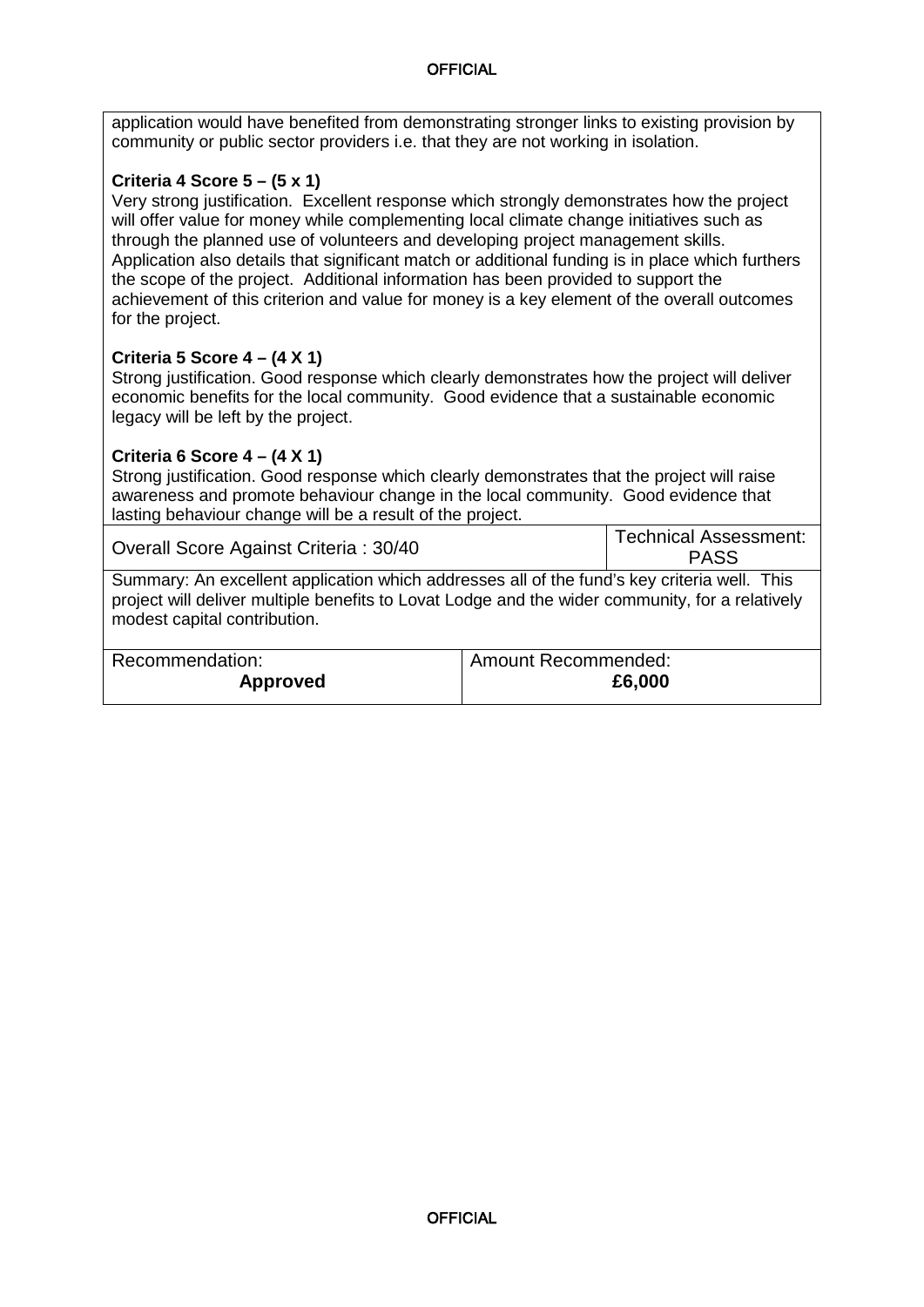application would have benefited from demonstrating stronger links to existing provision by community or public sector providers i.e. that they are not working in isolation.

**Criteria 4 Score 5 – (5 x 1)**
Very strong justification. Excellent response which strongly demonstrates how the project will offer value for money while complementing local climate change initiatives such as through the planned use of volunteers and developing project management skills. Application also details that significant match or additional funding is in place which furthers the scope of the project. Additional information has been provided to support the achievement of this criterion and value for money is a key element of the overall outcomes for the project.

**Criteria 5 Score 4 – (4 X 1)**
Strong justification. Good response which clearly demonstrates how the project will deliver economic benefits for the local community. Good evidence that a sustainable economic legacy will be left by the project.

**Criteria 6 Score 4 – (4 X 1)**
Strong justification. Good response which clearly demonstrates that the project will raise awareness and promote behaviour change in the local community. Good evidence that lasting behaviour change will be a result of the project.

| | |
|---|---|
| Overall Score Against Criteria : 30/40 | Technical Assessment: PASS |

Summary: An excellent application which addresses all of the fund's key criteria well. This project will deliver multiple benefits to Lovat Lodge and the wider community, for a relatively modest capital contribution.

| | |
|---|---|
| Recommendation: **Approved** | Amount Recommended: **£6,000** |